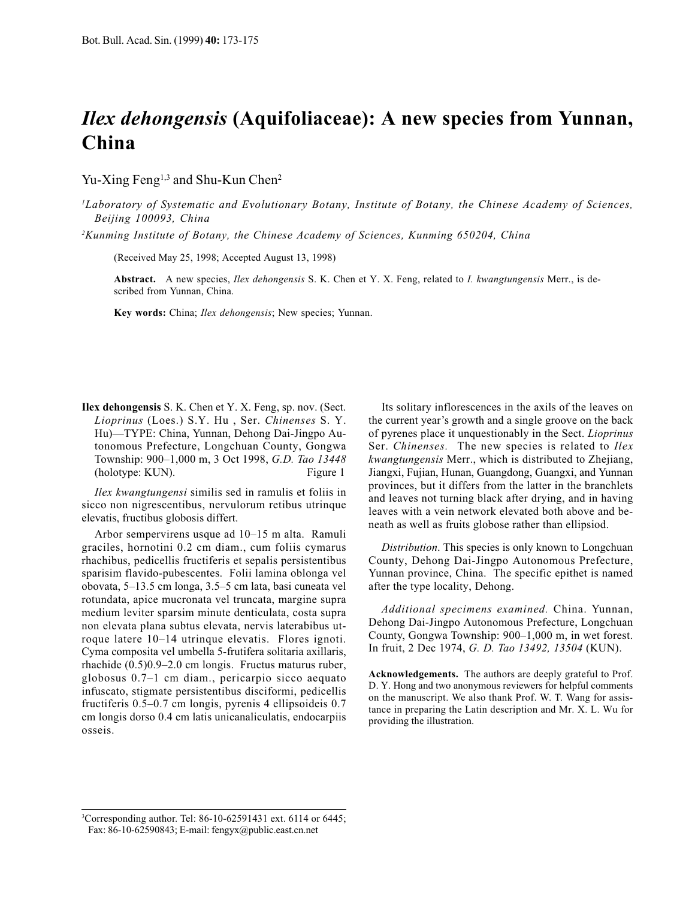# *Ilex dehongensis* (Aquifoliaceae): A new species from Yunnan, China

Yu-Xing Feng[1,3] and Shu-Kun Chen[2]

[1]*Laboratory of Systematic and Evolutionary Botany, Institute of Botany, the Chinese Academy of Sciences, Beijing 100093, China*

[2]*Kunming Institute of Botany, the Chinese Academy of Sciences, Kunming 650204, China*

(Received May 25, 1998; Accepted August 13, 1998)

**Abstract.** A new species, *Ilex dehongensis* S. K. Chen et Y. X. Feng, related to *I. kwangtungensis* Merr., is described from Yunnan, China.

**Key words:** China; *Ilex dehongensis*; New species; Yunnan.

**Ilex dehongensis** S. K. Chen et Y. X. Feng, sp. nov. (Sect. *Lioprinus* (Loes.) S.Y. Hu , Ser. *Chinenses* S. Y. Hu)—TYPE: China, Yunnan, Dehong Dai-Jingpo Autonomous Prefecture, Longchuan County, Gongwa Township: 900–1,000 m, 3 Oct 1998, *G.D. Tao 13448* (holotype: KUN). Figure 1

*Ilex kwangtungensi* similis sed in ramulis et foliis in sicco non nigrescentibus, nervulorum retibus utrinque elevatis, fructibus globosis differt.

Arbor sempervirens usque ad 10–15 m alta. Ramuli graciles, hornotini 0.2 cm diam., cum foliis cymarus rhachibus, pedicellis fructiferis et sepalis persistentibus sparisim flavido-pubescentes. Folii lamina oblonga vel obovata, 5–13.5 cm longa, 3.5–5 cm lata, basi cuneata vel rotundata, apice mucronata vel truncata, margine supra medium leviter sparsim minute denticulata, costa supra non elevata plana subtus elevata, nervis laterabibus utroque latere 10–14 utrinque elevatis. Flores ignoti. Cyma composita vel umbella 5-frutifera solitaria axillaris, rhachide (0.5)0.9–2.0 cm longis. Fructus maturus ruber, globosus 0.7–1 cm diam., pericarpio sicco aequato infuscato, stigmate persistentibus disciformi, pedicellis fructiferis 0.5–0.7 cm longis, pyrenis 4 ellipsoideis 0.7 cm longis dorso 0.4 cm latis unicanaliculatis, endocarpiis osseis.

Its solitary inflorescences in the axils of the leaves on the current year's growth and a single groove on the back of pyrenes place it unquestionably in the Sect. *Lioprinus* Ser. *Chinenses.* The new species is related to *Ilex kwangtungensis* Merr., which is distributed to Zhejiang, Jiangxi, Fujian, Hunan, Guangdong, Guangxi, and Yunnan provinces, but it differs from the latter in the branchlets and leaves not turning black after drying, and in having leaves with a vein network elevated both above and beneath as well as fruits globose rather than ellipsiod.

*Distribution*. This species is only known to Longchuan County, Dehong Dai-Jingpo Autonomous Prefecture, Yunnan province, China. The specific epithet is named after the type locality, Dehong.

*Additional specimens examined.* China. Yunnan, Dehong Dai-Jingpo Autonomous Prefecture, Longchuan County, Gongwa Township: 900–1,000 m, in wet forest. In fruit, 2 Dec 1974, *G. D. Tao 13492, 13504* (KUN).

**Acknowledgements.** The authors are deeply grateful to Prof. D. Y. Hong and two anonymous reviewers for helpful comments on the manuscript. We also thank Prof. W. T. Wang for assistance in preparing the Latin description and Mr. X. L. Wu for providing the illustration.

[3]Corresponding author. Tel: 86-10-62591431 ext. 6114 or 6445; Fax: 86-10-62590843; E-mail: fengyx@public.east.cn.net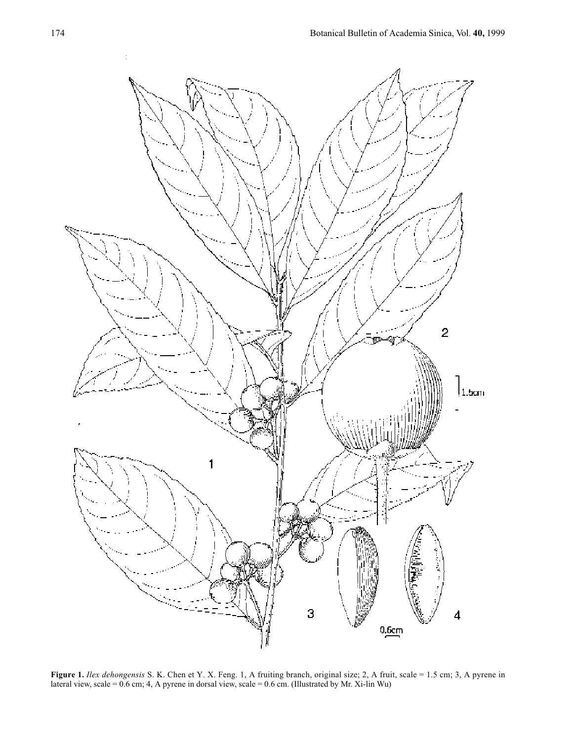**Figure 1.** *Ilex dehongensis* S. K. Chen et Y. X. Feng. 1, A fruiting branch, original size; 2, A fruit, scale = 1.5 cm; 3, A pyrene in lateral view, scale = 0.6 cm; 4, A pyrene in dorsal view, scale = 0.6 cm. (Illustrated by Mr. Xi-lin Wu)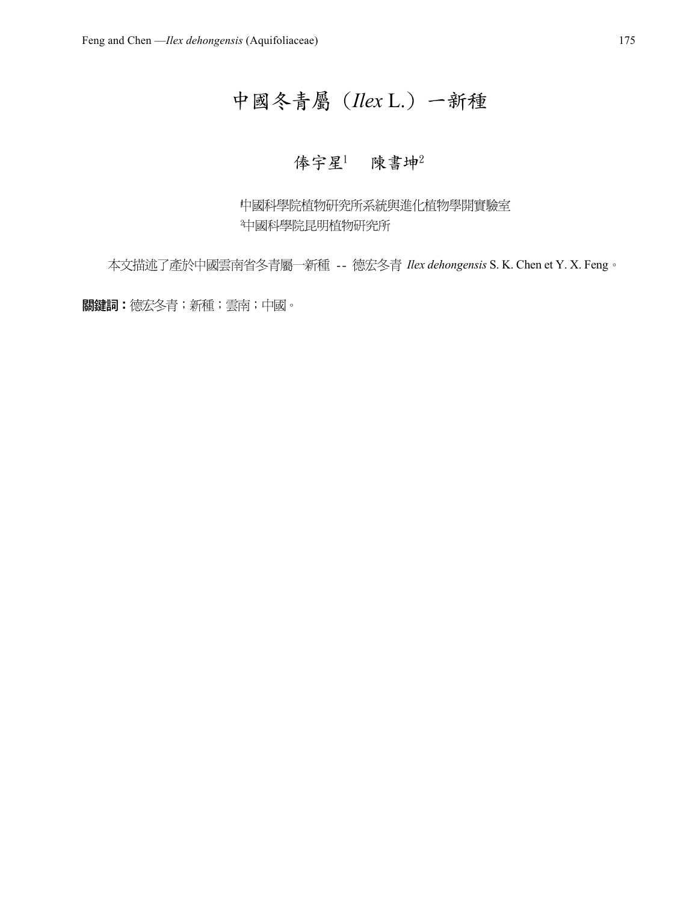# 中國冬青屬（*Ilex* L.）一新種

## 俸宇星[1]　陳書坤[2]

[1]中國科學院植物研究所系統與進化植物學開實驗室
[2]中國科學院昆明植物研究所

本文描述了產於中國雲南省冬青屬一新種 -- 德宏冬青 *Ilex dehongensis* S. K. Chen et Y. X. Feng。

**關鍵詞：**德宏冬青；新種；雲南；中國。